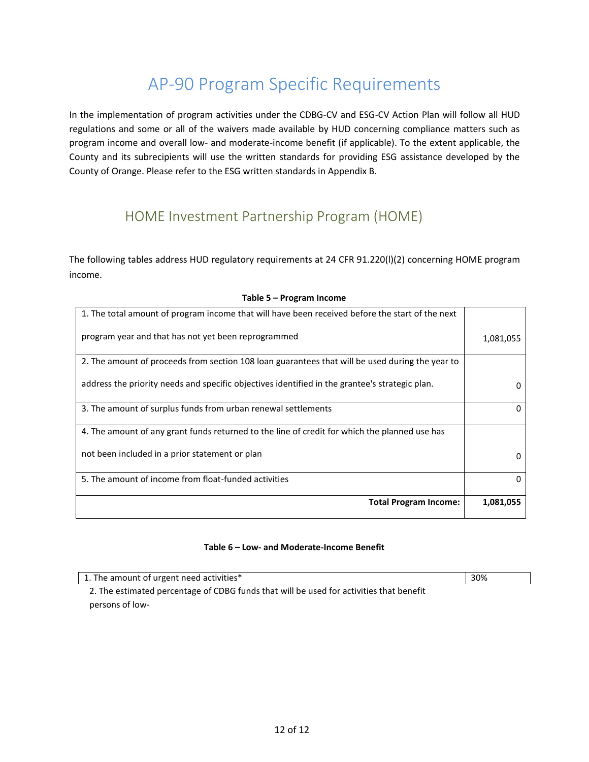# AP-90 Program Specific Requirements

In the implementation of program activities under the CDBG-CV and ESG-CV Action Plan will follow all HUD regulations and some or all of the waivers made available by HUD concerning compliance matters such as program income and overall low- and moderate-income benefit (if applicable). To the extent applicable, the County and its subrecipients will use the written standards for providing ESG assistance developed by the County of Orange. Please refer to the ESG written standards in Appendix B.

## HOME Investment Partnership Program (HOME)

The following tables address HUD regulatory requirements at 24 CFR 91.220(l)(2) concerning HOME program income.

**Table 5 – Program Income**

| | |
|---|---|
| 1. The total amount of program income that will have been received before the start of the next program year and that has not yet been reprogrammed | 1,081,055 |
| 2. The amount of proceeds from section 108 loan guarantees that will be used during the year to address the priority needs and specific objectives identified in the grantee's strategic plan. | 0 |
| 3. The amount of surplus funds from urban renewal settlements | 0 |
| 4. The amount of any grant funds returned to the line of credit for which the planned use has not been included in a prior statement or plan | 0 |
| 5. The amount of income from float-funded activities | 0 |
| **Total Program Income:** | **1,081,055** |

**Table 6 – Low- and Moderate-Income Benefit**

| | |
|---|---|
| 1. The amount of urgent need activities* | 30% |
| 2. The estimated percentage of CDBG funds that will be used for activities that benefit persons of low- | |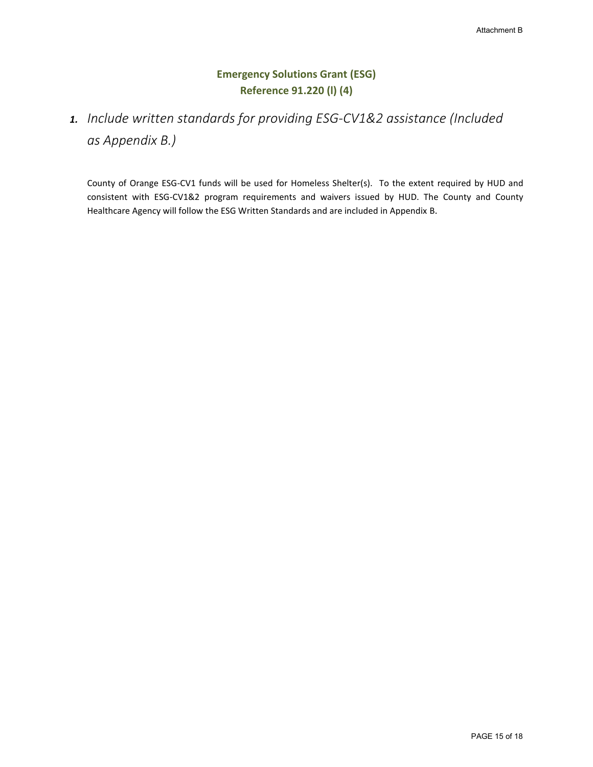## Emergency Solutions Grant (ESG)
## Reference 91.220 (l) (4)

1. *Include written standards for providing ESG-CV1&2 assistance (Included as Appendix B.)*

County of Orange ESG-CV1 funds will be used for Homeless Shelter(s). To the extent required by HUD and consistent with ESG-CV1&2 program requirements and waivers issued by HUD. The County and County Healthcare Agency will follow the ESG Written Standards and are included in Appendix B.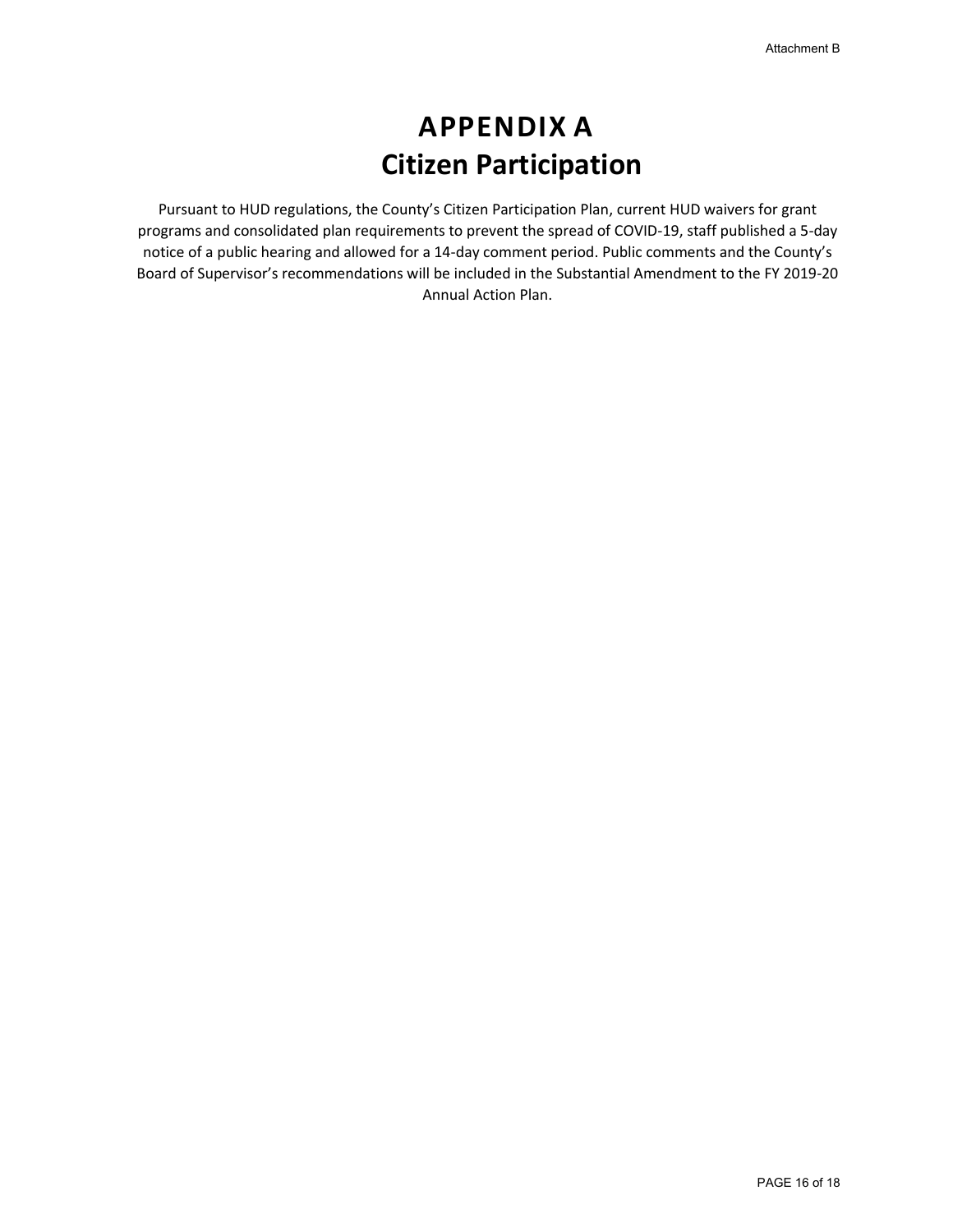# APPENDIX A
# Citizen Participation

Pursuant to HUD regulations, the County's Citizen Participation Plan, current HUD waivers for grant programs and consolidated plan requirements to prevent the spread of COVID-19, staff published a 5-day notice of a public hearing and allowed for a 14-day comment period. Public comments and the County's Board of Supervisor's recommendations will be included in the Substantial Amendment to the FY 2019-20 Annual Action Plan.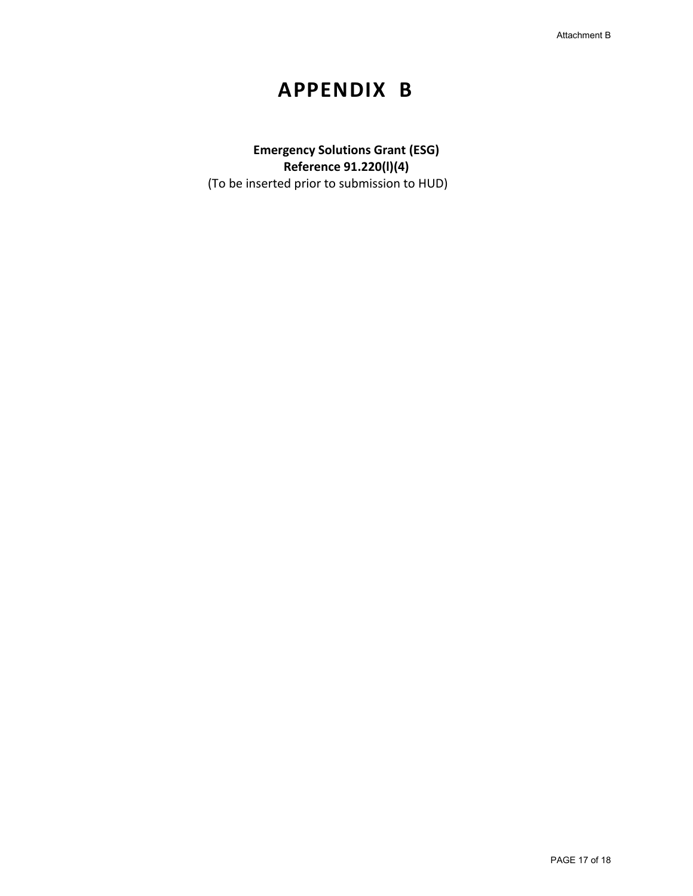# APPENDIX B

**Emergency Solutions Grant (ESG)**
**Reference 91.220(l)(4)**
(To be inserted prior to submission to HUD)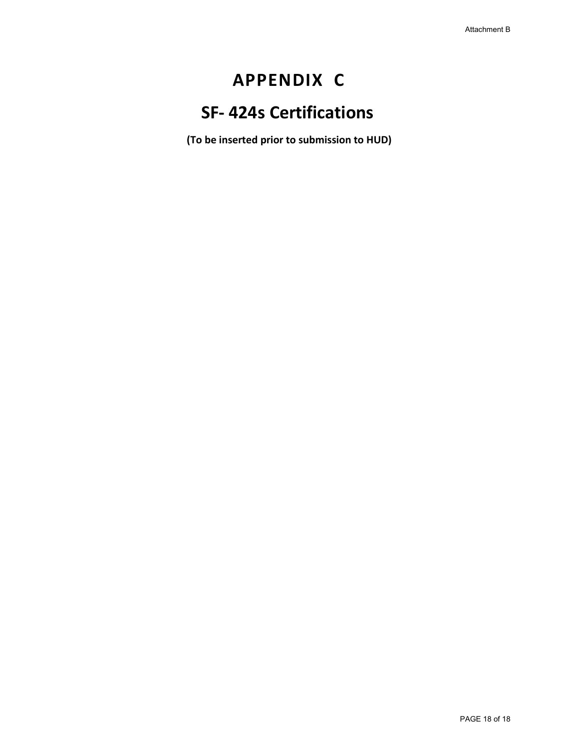# APPENDIX C

# SF- 424s Certifications

**(To be inserted prior to submission to HUD)**